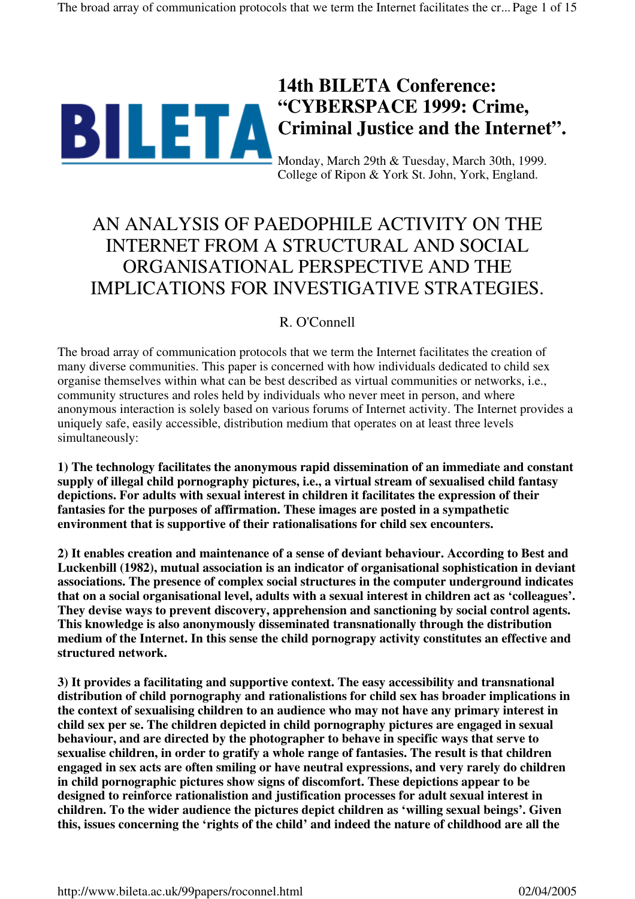# 14th BILETA Conference: "CYBERSPACE 1999: Crime, Criminal Justice and the Internet".

Monday, March 29th & Tuesday, March 30th, 1999.
College of Ripon & York St. John, York, England.

## AN ANALYSIS OF PAEDOPHILE ACTIVITY ON THE INTERNET FROM A STRUCTURAL AND SOCIAL ORGANISATIONAL PERSPECTIVE AND THE IMPLICATIONS FOR INVESTIGATIVE STRATEGIES.

R. O'Connell

The broad array of communication protocols that we term the Internet facilitates the creation of many diverse communities. This paper is concerned with how individuals dedicated to child sex organise themselves within what can be best described as virtual communities or networks, i.e., community structures and roles held by individuals who never meet in person, and where anonymous interaction is solely based on various forums of Internet activity. The Internet provides a uniquely safe, easily accessible, distribution medium that operates on at least three levels simultaneously:

**1) The technology facilitates the anonymous rapid dissemination of an immediate and constant supply of illegal child pornography pictures, i.e., a virtual stream of sexualised child fantasy depictions. For adults with sexual interest in children it facilitates the expression of their fantasies for the purposes of affirmation. These images are posted in a sympathetic environment that is supportive of their rationalisations for child sex encounters.**

**2) It enables creation and maintenance of a sense of deviant behaviour. According to Best and Luckenbill (1982), mutual association is an indicator of organisational sophistication in deviant associations. The presence of complex social structures in the computer underground indicates that on a social organisational level, adults with a sexual interest in children act as 'colleagues'. They devise ways to prevent discovery, apprehension and sanctioning by social control agents. This knowledge is also anonymously disseminated transnationally through the distribution medium of the Internet. In this sense the child pornograpy activity constitutes an effective and structured network.**

**3) It provides a facilitating and supportive context. The easy accessibility and transnational distribution of child pornography and rationalistions for child sex has broader implications in the context of sexualising children to an audience who may not have any primary interest in child sex per se. The children depicted in child pornography pictures are engaged in sexual behaviour, and are directed by the photographer to behave in specific ways that serve to sexualise children, in order to gratify a whole range of fantasies. The result is that children engaged in sex acts are often smiling or have neutral expressions, and very rarely do children in child pornographic pictures show signs of discomfort. These depictions appear to be designed to reinforce rationalistion and justification processes for adult sexual interest in children. To the wider audience the pictures depict children as 'willing sexual beings'. Given this, issues concerning the 'rights of the child' and indeed the nature of childhood are all the**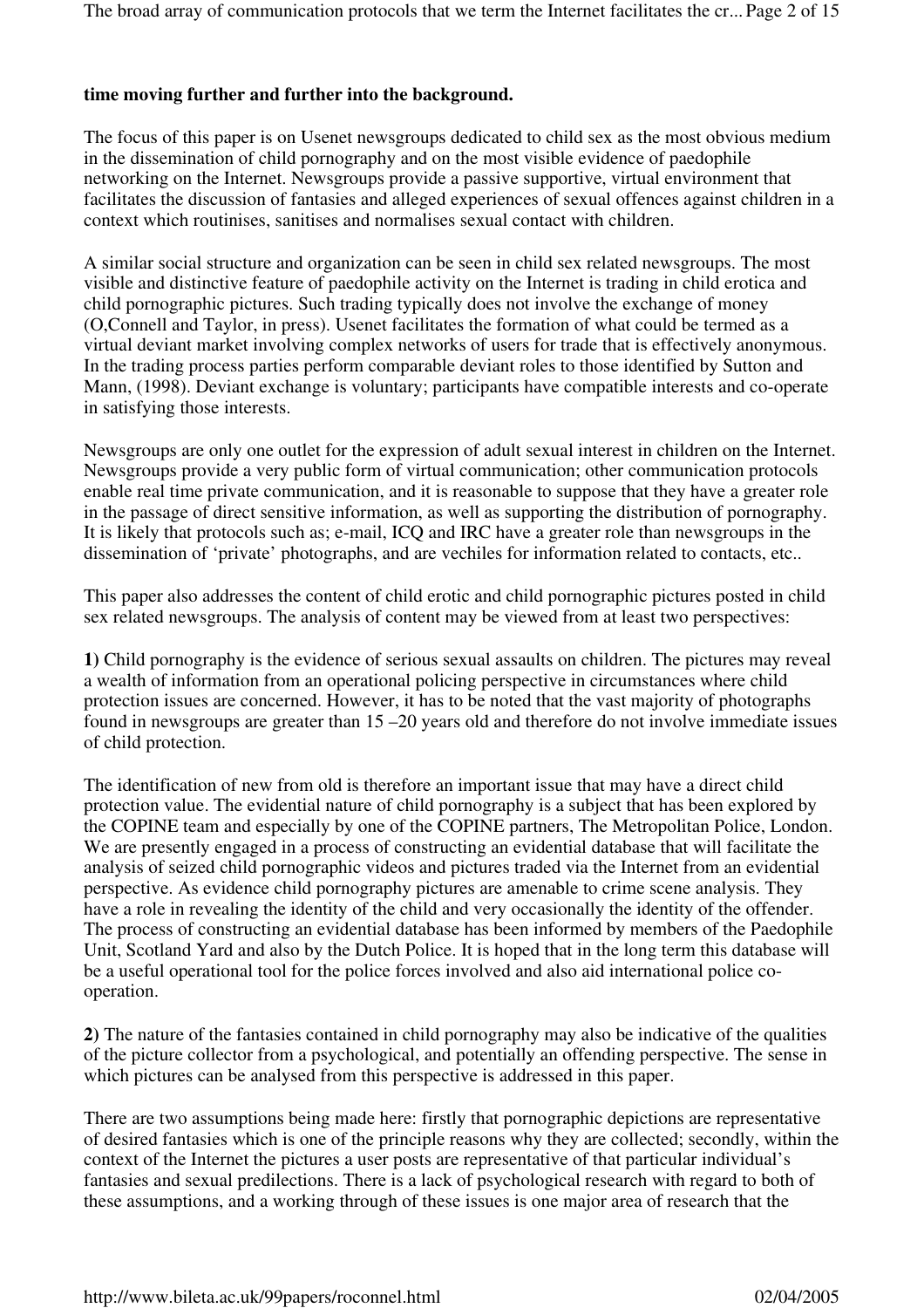**time moving further and further into the background.**

The focus of this paper is on Usenet newsgroups dedicated to child sex as the most obvious medium in the dissemination of child pornography and on the most visible evidence of paedophile networking on the Internet. Newsgroups provide a passive supportive, virtual environment that facilitates the discussion of fantasies and alleged experiences of sexual offences against children in a context which routinises, sanitises and normalises sexual contact with children.

A similar social structure and organization can be seen in child sex related newsgroups. The most visible and distinctive feature of paedophile activity on the Internet is trading in child erotica and child pornographic pictures. Such trading typically does not involve the exchange of money (O,Connell and Taylor, in press). Usenet facilitates the formation of what could be termed as a virtual deviant market involving complex networks of users for trade that is effectively anonymous. In the trading process parties perform comparable deviant roles to those identified by Sutton and Mann, (1998). Deviant exchange is voluntary; participants have compatible interests and co-operate in satisfying those interests.

Newsgroups are only one outlet for the expression of adult sexual interest in children on the Internet. Newsgroups provide a very public form of virtual communication; other communication protocols enable real time private communication, and it is reasonable to suppose that they have a greater role in the passage of direct sensitive information, as well as supporting the distribution of pornography. It is likely that protocols such as; e-mail, ICQ and IRC have a greater role than newsgroups in the dissemination of 'private' photographs, and are vechiles for information related to contacts, etc..

This paper also addresses the content of child erotic and child pornographic pictures posted in child sex related newsgroups. The analysis of content may be viewed from at least two perspectives:

**1)** Child pornography is the evidence of serious sexual assaults on children. The pictures may reveal a wealth of information from an operational policing perspective in circumstances where child protection issues are concerned. However, it has to be noted that the vast majority of photographs found in newsgroups are greater than 15 –20 years old and therefore do not involve immediate issues of child protection.

The identification of new from old is therefore an important issue that may have a direct child protection value. The evidential nature of child pornography is a subject that has been explored by the COPINE team and especially by one of the COPINE partners, The Metropolitan Police, London. We are presently engaged in a process of constructing an evidential database that will facilitate the analysis of seized child pornographic videos and pictures traded via the Internet from an evidential perspective. As evidence child pornography pictures are amenable to crime scene analysis. They have a role in revealing the identity of the child and very occasionally the identity of the offender. The process of constructing an evidential database has been informed by members of the Paedophile Unit, Scotland Yard and also by the Dutch Police. It is hoped that in the long term this database will be a useful operational tool for the police forces involved and also aid international police co-operation.

**2)** The nature of the fantasies contained in child pornography may also be indicative of the qualities of the picture collector from a psychological, and potentially an offending perspective. The sense in which pictures can be analysed from this perspective is addressed in this paper.

There are two assumptions being made here: firstly that pornographic depictions are representative of desired fantasies which is one of the principle reasons why they are collected; secondly, within the context of the Internet the pictures a user posts are representative of that particular individual's fantasies and sexual predilections. There is a lack of psychological research with regard to both of these assumptions, and a working through of these issues is one major area of research that the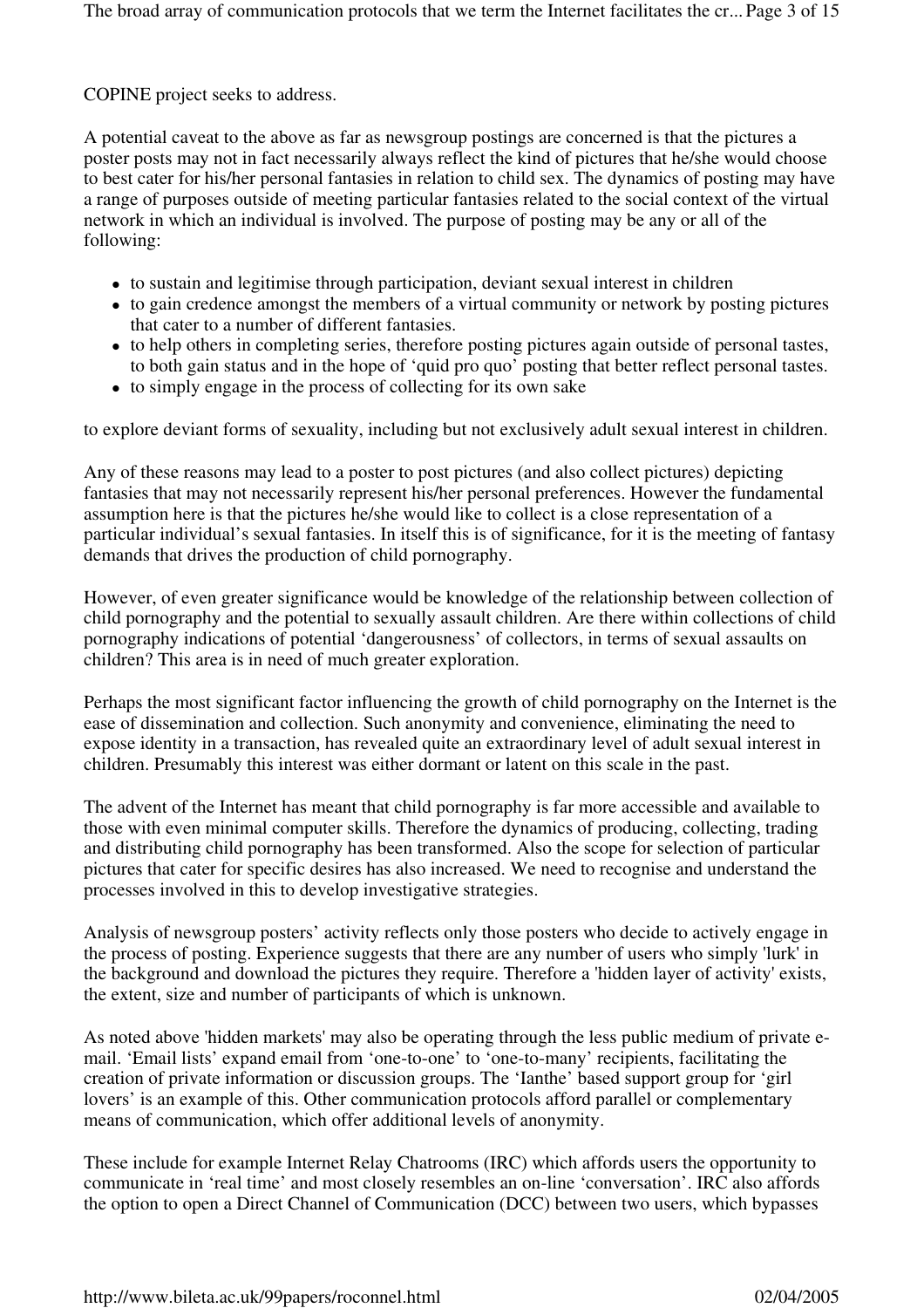COPINE project seeks to address.

A potential caveat to the above as far as newsgroup postings are concerned is that the pictures a poster posts may not in fact necessarily always reflect the kind of pictures that he/she would choose to best cater for his/her personal fantasies in relation to child sex. The dynamics of posting may have a range of purposes outside of meeting particular fantasies related to the social context of the virtual network in which an individual is involved. The purpose of posting may be any or all of the following:

- to sustain and legitimise through participation, deviant sexual interest in children
- to gain credence amongst the members of a virtual community or network by posting pictures that cater to a number of different fantasies.
- to help others in completing series, therefore posting pictures again outside of personal tastes, to both gain status and in the hope of 'quid pro quo' posting that better reflect personal tastes.
- to simply engage in the process of collecting for its own sake

to explore deviant forms of sexuality, including but not exclusively adult sexual interest in children.

Any of these reasons may lead to a poster to post pictures (and also collect pictures) depicting fantasies that may not necessarily represent his/her personal preferences. However the fundamental assumption here is that the pictures he/she would like to collect is a close representation of a particular individual's sexual fantasies. In itself this is of significance, for it is the meeting of fantasy demands that drives the production of child pornography.

However, of even greater significance would be knowledge of the relationship between collection of child pornography and the potential to sexually assault children. Are there within collections of child pornography indications of potential 'dangerousness' of collectors, in terms of sexual assaults on children? This area is in need of much greater exploration.

Perhaps the most significant factor influencing the growth of child pornography on the Internet is the ease of dissemination and collection. Such anonymity and convenience, eliminating the need to expose identity in a transaction, has revealed quite an extraordinary level of adult sexual interest in children. Presumably this interest was either dormant or latent on this scale in the past.

The advent of the Internet has meant that child pornography is far more accessible and available to those with even minimal computer skills. Therefore the dynamics of producing, collecting, trading and distributing child pornography has been transformed. Also the scope for selection of particular pictures that cater for specific desires has also increased. We need to recognise and understand the processes involved in this to develop investigative strategies.

Analysis of newsgroup posters' activity reflects only those posters who decide to actively engage in the process of posting. Experience suggests that there are any number of users who simply 'lurk' in the background and download the pictures they require. Therefore a 'hidden layer of activity' exists, the extent, size and number of participants of which is unknown.

As noted above 'hidden markets' may also be operating through the less public medium of private e-mail. 'Email lists' expand email from 'one-to-one' to 'one-to-many' recipients, facilitating the creation of private information or discussion groups. The 'Ianthe' based support group for 'girl lovers' is an example of this. Other communication protocols afford parallel or complementary means of communication, which offer additional levels of anonymity.

These include for example Internet Relay Chatrooms (IRC) which affords users the opportunity to communicate in 'real time' and most closely resembles an on-line 'conversation'. IRC also affords the option to open a Direct Channel of Communication (DCC) between two users, which bypasses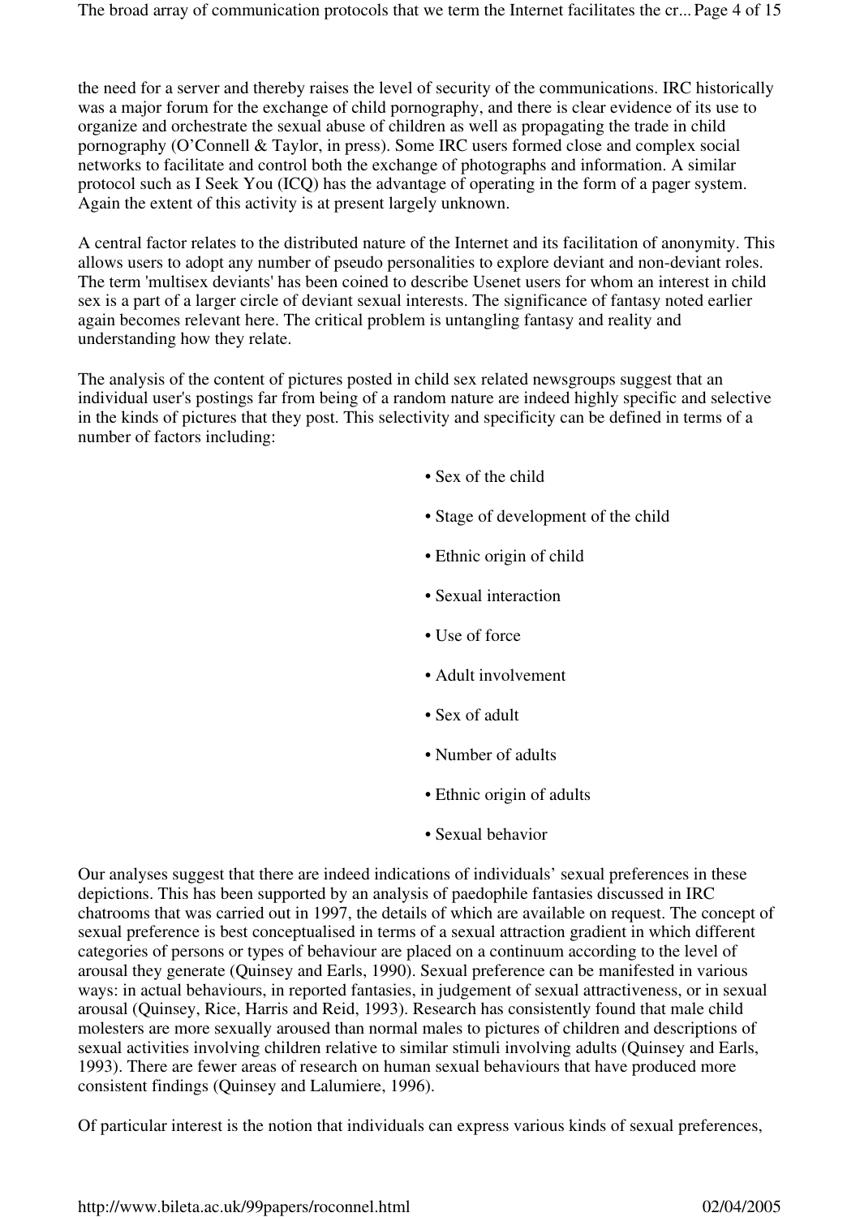the need for a server and thereby raises the level of security of the communications. IRC historically was a major forum for the exchange of child pornography, and there is clear evidence of its use to organize and orchestrate the sexual abuse of children as well as propagating the trade in child pornography (O'Connell & Taylor, in press). Some IRC users formed close and complex social networks to facilitate and control both the exchange of photographs and information. A similar protocol such as I Seek You (ICQ) has the advantage of operating in the form of a pager system. Again the extent of this activity is at present largely unknown.

A central factor relates to the distributed nature of the Internet and its facilitation of anonymity. This allows users to adopt any number of pseudo personalities to explore deviant and non-deviant roles. The term 'multisex deviants' has been coined to describe Usenet users for whom an interest in child sex is a part of a larger circle of deviant sexual interests. The significance of fantasy noted earlier again becomes relevant here. The critical problem is untangling fantasy and reality and understanding how they relate.

The analysis of the content of pictures posted in child sex related newsgroups suggest that an individual user's postings far from being of a random nature are indeed highly specific and selective in the kinds of pictures that they post. This selectivity and specificity can be defined in terms of a number of factors including:

- Sex of the child
- Stage of development of the child
- Ethnic origin of child
- Sexual interaction
- Use of force
- Adult involvement
- Sex of adult
- Number of adults
- Ethnic origin of adults
- Sexual behavior

Our analyses suggest that there are indeed indications of individuals' sexual preferences in these depictions. This has been supported by an analysis of paedophile fantasies discussed in IRC chatrooms that was carried out in 1997, the details of which are available on request. The concept of sexual preference is best conceptualised in terms of a sexual attraction gradient in which different categories of persons or types of behaviour are placed on a continuum according to the level of arousal they generate (Quinsey and Earls, 1990). Sexual preference can be manifested in various ways: in actual behaviours, in reported fantasies, in judgement of sexual attractiveness, or in sexual arousal (Quinsey, Rice, Harris and Reid, 1993). Research has consistently found that male child molesters are more sexually aroused than normal males to pictures of children and descriptions of sexual activities involving children relative to similar stimuli involving adults (Quinsey and Earls, 1993). There are fewer areas of research on human sexual behaviours that have produced more consistent findings (Quinsey and Lalumiere, 1996).

Of particular interest is the notion that individuals can express various kinds of sexual preferences,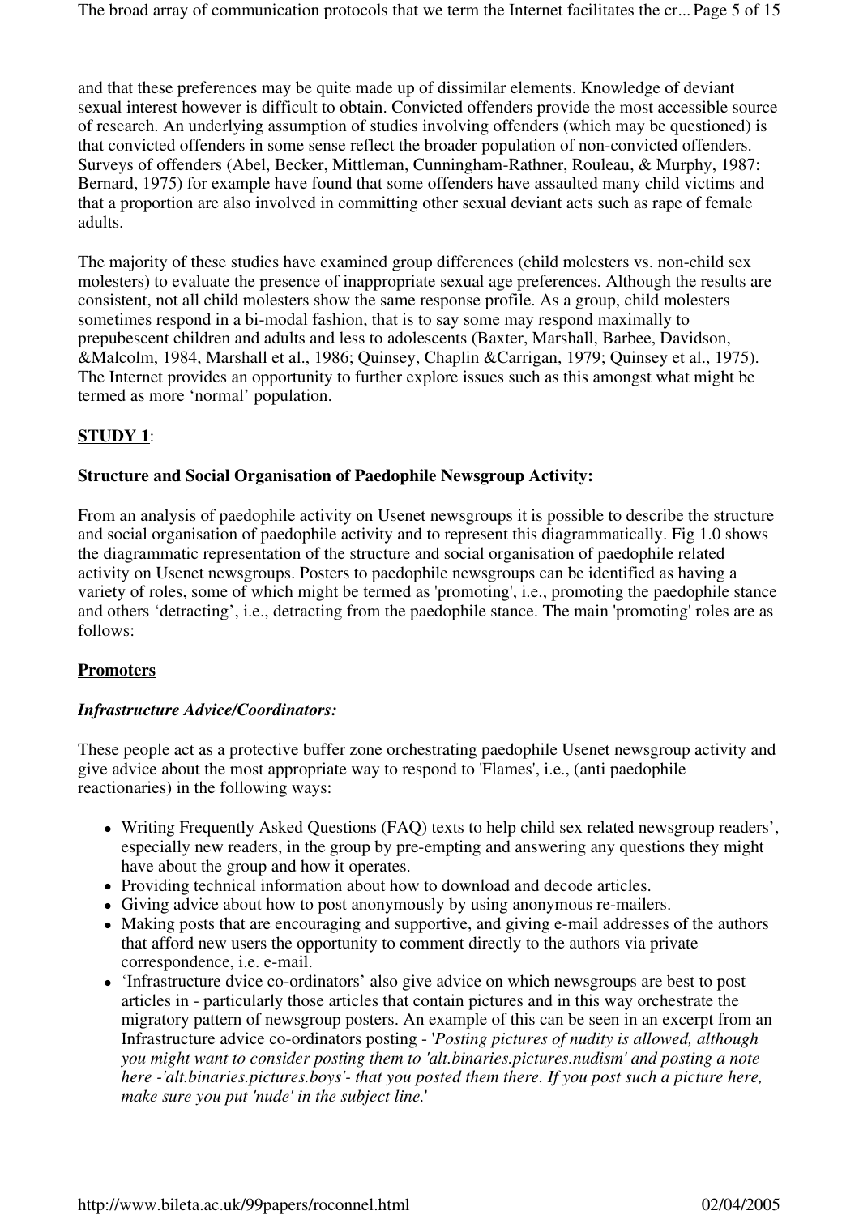and that these preferences may be quite made up of dissimilar elements. Knowledge of deviant sexual interest however is difficult to obtain. Convicted offenders provide the most accessible source of research. An underlying assumption of studies involving offenders (which may be questioned) is that convicted offenders in some sense reflect the broader population of non-convicted offenders. Surveys of offenders (Abel, Becker, Mittleman, Cunningham-Rathner, Rouleau, & Murphy, 1987: Bernard, 1975) for example have found that some offenders have assaulted many child victims and that a proportion are also involved in committing other sexual deviant acts such as rape of female adults.

The majority of these studies have examined group differences (child molesters vs. non-child sex molesters) to evaluate the presence of inappropriate sexual age preferences. Although the results are consistent, not all child molesters show the same response profile. As a group, child molesters sometimes respond in a bi-modal fashion, that is to say some may respond maximally to prepubescent children and adults and less to adolescents (Baxter, Marshall, Barbee, Davidson, &Malcolm, 1984, Marshall et al., 1986; Quinsey, Chaplin &Carrigan, 1979; Quinsey et al., 1975). The Internet provides an opportunity to further explore issues such as this amongst what might be termed as more 'normal' population.

**STUDY 1**:

**Structure and Social Organisation of Paedophile Newsgroup Activity:**

From an analysis of paedophile activity on Usenet newsgroups it is possible to describe the structure and social organisation of paedophile activity and to represent this diagrammatically. Fig 1.0 shows the diagrammatic representation of the structure and social organisation of paedophile related activity on Usenet newsgroups. Posters to paedophile newsgroups can be identified as having a variety of roles, some of which might be termed as 'promoting', i.e., promoting the paedophile stance and others 'detracting', i.e., detracting from the paedophile stance. The main 'promoting' roles are as follows:

**Promoters**

***Infrastructure Advice/Coordinators:***

These people act as a protective buffer zone orchestrating paedophile Usenet newsgroup activity and give advice about the most appropriate way to respond to 'Flames', i.e., (anti paedophile reactionaries) in the following ways:

- Writing Frequently Asked Questions (FAQ) texts to help child sex related newsgroup readers', especially new readers, in the group by pre-empting and answering any questions they might have about the group and how it operates.
- Providing technical information about how to download and decode articles.
- Giving advice about how to post anonymously by using anonymous re-mailers.
- Making posts that are encouraging and supportive, and giving e-mail addresses of the authors that afford new users the opportunity to comment directly to the authors via private correspondence, i.e. e-mail.
- 'Infrastructure dvice co-ordinators' also give advice on which newsgroups are best to post articles in - particularly those articles that contain pictures and in this way orchestrate the migratory pattern of newsgroup posters. An example of this can be seen in an excerpt from an Infrastructure advice co-ordinators posting - '*Posting pictures of nudity is allowed, although you might want to consider posting them to 'alt.binaries.pictures.nudism' and posting a note here -'alt.binaries.pictures.boys'- that you posted them there. If you post such a picture here, make sure you put 'nude' in the subject line.*'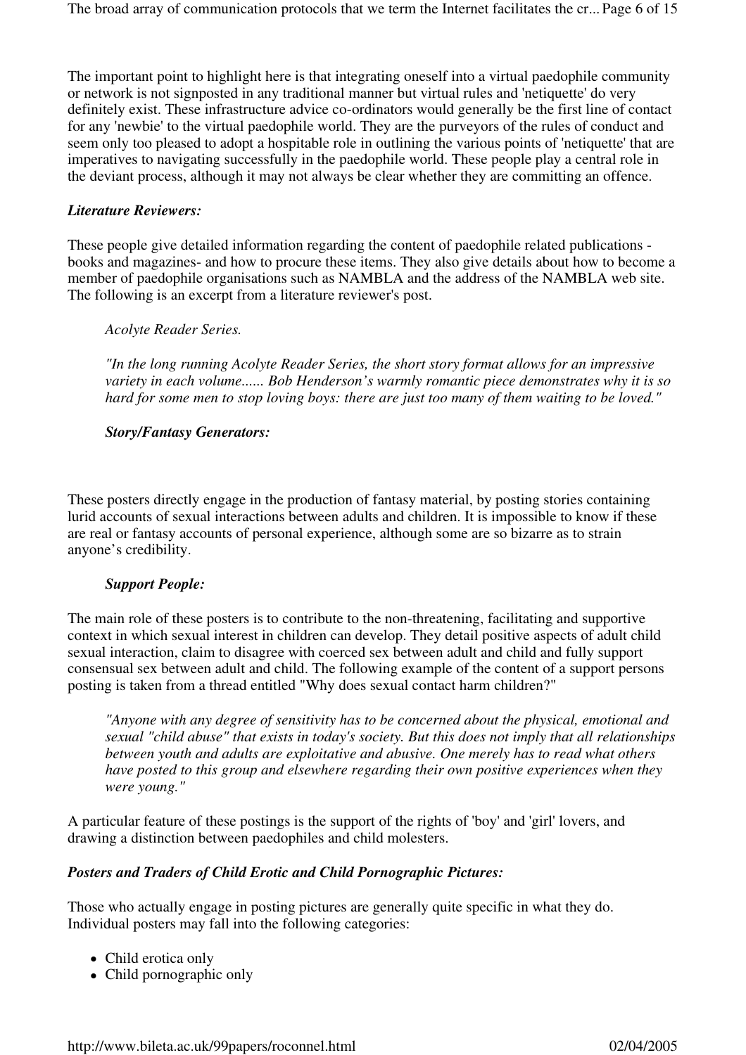The important point to highlight here is that integrating oneself into a virtual paedophile community or network is not signposted in any traditional manner but virtual rules and 'netiquette' do very definitely exist. These infrastructure advice co-ordinators would generally be the first line of contact for any 'newbie' to the virtual paedophile world. They are the purveyors of the rules of conduct and seem only too pleased to adopt a hospitable role in outlining the various points of 'netiquette' that are imperatives to navigating successfully in the paedophile world. These people play a central role in the deviant process, although it may not always be clear whether they are committing an offence.

***Literature Reviewers:***

These people give detailed information regarding the content of paedophile related publications - books and magazines- and how to procure these items. They also give details about how to become a member of paedophile organisations such as NAMBLA and the address of the NAMBLA web site. The following is an excerpt from a literature reviewer's post.

> *Acolyte Reader Series.*
>
> *"In the long running Acolyte Reader Series, the short story format allows for an impressive variety in each volume...... Bob Henderson's warmly romantic piece demonstrates why it is so hard for some men to stop loving boys: there are just too many of them waiting to be loved."*

***Story/Fantasy Generators:***

These posters directly engage in the production of fantasy material, by posting stories containing lurid accounts of sexual interactions between adults and children. It is impossible to know if these are real or fantasy accounts of personal experience, although some are so bizarre as to strain anyone's credibility.

***Support People:***

The main role of these posters is to contribute to the non-threatening, facilitating and supportive context in which sexual interest in children can develop. They detail positive aspects of adult child sexual interaction, claim to disagree with coerced sex between adult and child and fully support consensual sex between adult and child. The following example of the content of a support persons posting is taken from a thread entitled "Why does sexual contact harm children?"

> *"Anyone with any degree of sensitivity has to be concerned about the physical, emotional and sexual "child abuse" that exists in today's society. But this does not imply that all relationships between youth and adults are exploitative and abusive. One merely has to read what others have posted to this group and elsewhere regarding their own positive experiences when they were young."*

A particular feature of these postings is the support of the rights of 'boy' and 'girl' lovers, and drawing a distinction between paedophiles and child molesters.

***Posters and Traders of Child Erotic and Child Pornographic Pictures:***

Those who actually engage in posting pictures are generally quite specific in what they do. Individual posters may fall into the following categories:

- Child erotica only
- Child pornographic only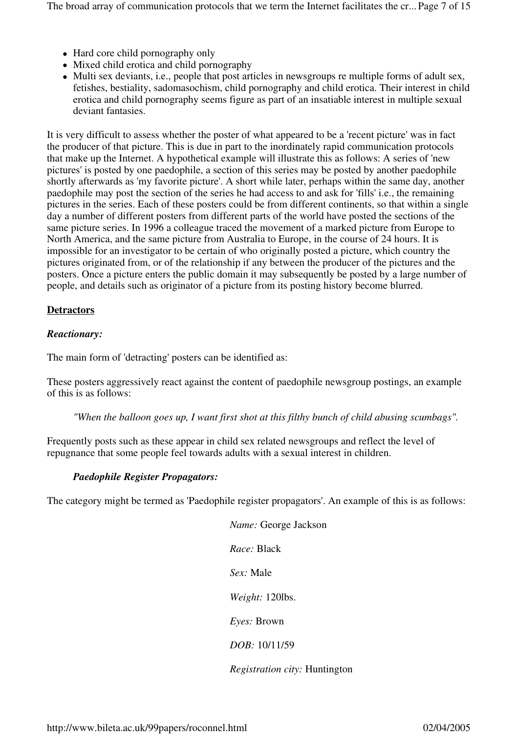- Hard core child pornography only
- Mixed child erotica and child pornography
- Multi sex deviants, i.e., people that post articles in newsgroups re multiple forms of adult sex, fetishes, bestiality, sadomasochism, child pornography and child erotica. Their interest in child erotica and child pornography seems figure as part of an insatiable interest in multiple sexual deviant fantasies.

It is very difficult to assess whether the poster of what appeared to be a 'recent picture' was in fact the producer of that picture. This is due in part to the inordinately rapid communication protocols that make up the Internet. A hypothetical example will illustrate this as follows: A series of 'new pictures' is posted by one paedophile, a section of this series may be posted by another paedophile shortly afterwards as 'my favorite picture'. A short while later, perhaps within the same day, another paedophile may post the section of the series he had access to and ask for 'fills' i.e., the remaining pictures in the series. Each of these posters could be from different continents, so that within a single day a number of different posters from different parts of the world have posted the sections of the same picture series. In 1996 a colleague traced the movement of a marked picture from Europe to North America, and the same picture from Australia to Europe, in the course of 24 hours. It is impossible for an investigator to be certain of who originally posted a picture, which country the pictures originated from, or of the relationship if any between the producer of the pictures and the posters. Once a picture enters the public domain it may subsequently be posted by a large number of people, and details such as originator of a picture from its posting history become blurred.

**Detractors**

***Reactionary:***

The main form of 'detracting' posters can be identified as:

These posters aggressively react against the content of paedophile newsgroup postings, an example of this is as follows:

> *"When the balloon goes up, I want first shot at this filthy bunch of child abusing scumbags".*

Frequently posts such as these appear in child sex related newsgroups and reflect the level of repugnance that some people feel towards adults with a sexual interest in children.

***Paedophile Register Propagators:***

The category might be termed as 'Paedophile register propagators'. An example of this is as follows:

> *Name:* George Jackson
>
> *Race:* Black
>
> *Sex:* Male
>
> *Weight:* 120lbs.
>
> *Eyes:* Brown
>
> *DOB:* 10/11/59
>
> *Registration city:* Huntington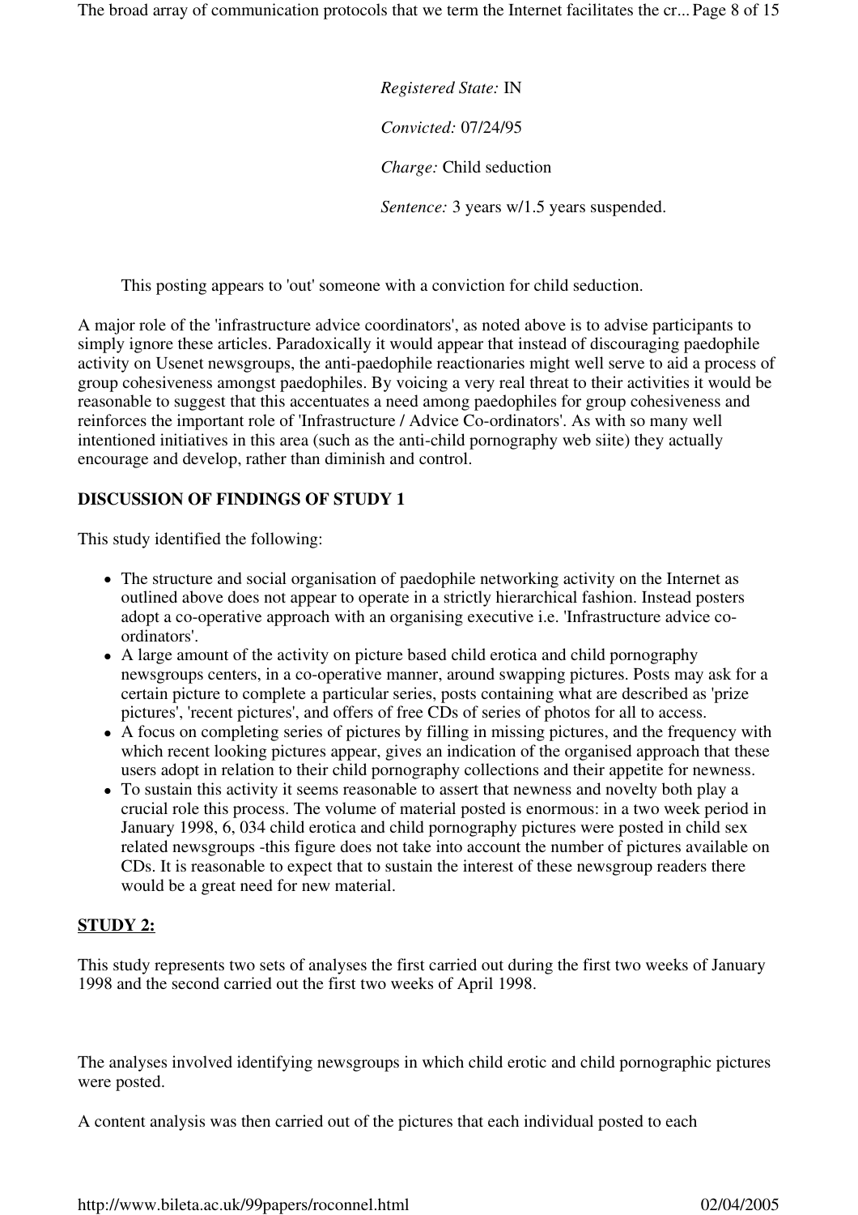*Registered State:* IN

*Convicted:* 07/24/95

*Charge:* Child seduction

*Sentence:* 3 years w/1.5 years suspended.

This posting appears to 'out' someone with a conviction for child seduction.

A major role of the 'infrastructure advice coordinators', as noted above is to advise participants to simply ignore these articles. Paradoxically it would appear that instead of discouraging paedophile activity on Usenet newsgroups, the anti-paedophile reactionaries might well serve to aid a process of group cohesiveness amongst paedophiles. By voicing a very real threat to their activities it would be reasonable to suggest that this accentuates a need among paedophiles for group cohesiveness and reinforces the important role of 'Infrastructure / Advice Co-ordinators'. As with so many well intentioned initiatives in this area (such as the anti-child pornography web siite) they actually encourage and develop, rather than diminish and control.

**DISCUSSION OF FINDINGS OF STUDY 1**

This study identified the following:

- The structure and social organisation of paedophile networking activity on the Internet as outlined above does not appear to operate in a strictly hierarchical fashion. Instead posters adopt a co-operative approach with an organising executive i.e. 'Infrastructure advice co-ordinators'.
- A large amount of the activity on picture based child erotica and child pornography newsgroups centers, in a co-operative manner, around swapping pictures. Posts may ask for a certain picture to complete a particular series, posts containing what are described as 'prize pictures', 'recent pictures', and offers of free CDs of series of photos for all to access.
- A focus on completing series of pictures by filling in missing pictures, and the frequency with which recent looking pictures appear, gives an indication of the organised approach that these users adopt in relation to their child pornography collections and their appetite for newness.
- To sustain this activity it seems reasonable to assert that newness and novelty both play a crucial role this process. The volume of material posted is enormous: in a two week period in January 1998, 6, 034 child erotica and child pornography pictures were posted in child sex related newsgroups -this figure does not take into account the number of pictures available on CDs. It is reasonable to expect that to sustain the interest of these newsgroup readers there would be a great need for new material.

**STUDY 2:**

This study represents two sets of analyses the first carried out during the first two weeks of January 1998 and the second carried out the first two weeks of April 1998.

The analyses involved identifying newsgroups in which child erotic and child pornographic pictures were posted.

A content analysis was then carried out of the pictures that each individual posted to each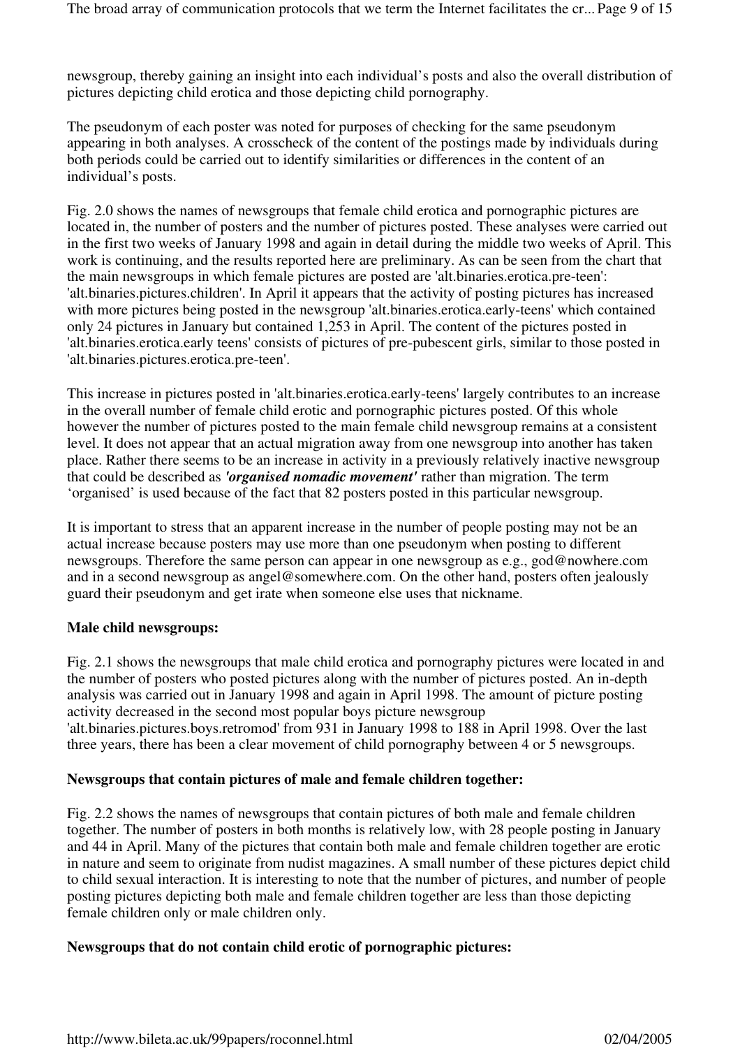newsgroup, thereby gaining an insight into each individual's posts and also the overall distribution of pictures depicting child erotica and those depicting child pornography.

The pseudonym of each poster was noted for purposes of checking for the same pseudonym appearing in both analyses. A crosscheck of the content of the postings made by individuals during both periods could be carried out to identify similarities or differences in the content of an individual's posts.

Fig. 2.0 shows the names of newsgroups that female child erotica and pornographic pictures are located in, the number of posters and the number of pictures posted. These analyses were carried out in the first two weeks of January 1998 and again in detail during the middle two weeks of April. This work is continuing, and the results reported here are preliminary. As can be seen from the chart that the main newsgroups in which female pictures are posted are 'alt.binaries.erotica.pre-teen': 'alt.binaries.pictures.children'. In April it appears that the activity of posting pictures has increased with more pictures being posted in the newsgroup 'alt.binaries.erotica.early-teens' which contained only 24 pictures in January but contained 1,253 in April. The content of the pictures posted in 'alt.binaries.erotica.early teens' consists of pictures of pre-pubescent girls, similar to those posted in 'alt.binaries.pictures.erotica.pre-teen'.

This increase in pictures posted in 'alt.binaries.erotica.early-teens' largely contributes to an increase in the overall number of female child erotic and pornographic pictures posted. Of this whole however the number of pictures posted to the main female child newsgroup remains at a consistent level. It does not appear that an actual migration away from one newsgroup into another has taken place. Rather there seems to be an increase in activity in a previously relatively inactive newsgroup that could be described as ***'organised nomadic movement'*** rather than migration. The term 'organised' is used because of the fact that 82 posters posted in this particular newsgroup.

It is important to stress that an apparent increase in the number of people posting may not be an actual increase because posters may use more than one pseudonym when posting to different newsgroups. Therefore the same person can appear in one newsgroup as e.g., god@nowhere.com and in a second newsgroup as angel@somewhere.com. On the other hand, posters often jealously guard their pseudonym and get irate when someone else uses that nickname.

**Male child newsgroups:**

Fig. 2.1 shows the newsgroups that male child erotica and pornography pictures were located in and the number of posters who posted pictures along with the number of pictures posted. An in-depth analysis was carried out in January 1998 and again in April 1998. The amount of picture posting activity decreased in the second most popular boys picture newsgroup 'alt.binaries.pictures.boys.retromod' from 931 in January 1998 to 188 in April 1998. Over the last three years, there has been a clear movement of child pornography between 4 or 5 newsgroups.

**Newsgroups that contain pictures of male and female children together:**

Fig. 2.2 shows the names of newsgroups that contain pictures of both male and female children together. The number of posters in both months is relatively low, with 28 people posting in January and 44 in April. Many of the pictures that contain both male and female children together are erotic in nature and seem to originate from nudist magazines. A small number of these pictures depict child to child sexual interaction. It is interesting to note that the number of pictures, and number of people posting pictures depicting both male and female children together are less than those depicting female children only or male children only.

**Newsgroups that do not contain child erotic of pornographic pictures:**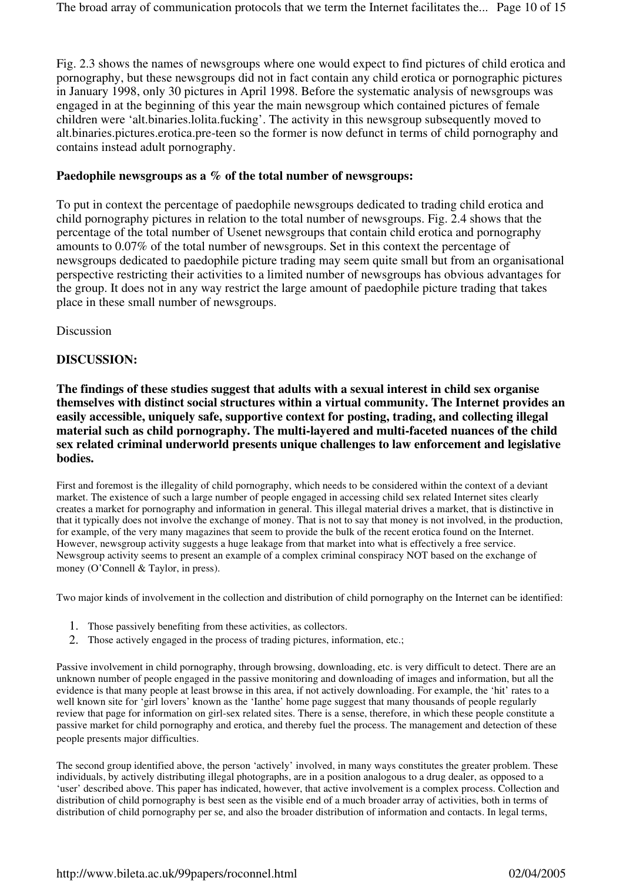Fig. 2.3 shows the names of newsgroups where one would expect to find pictures of child erotica and pornography, but these newsgroups did not in fact contain any child erotica or pornographic pictures in January 1998, only 30 pictures in April 1998. Before the systematic analysis of newsgroups was engaged in at the beginning of this year the main newsgroup which contained pictures of female children were 'alt.binaries.lolita.fucking'. The activity in this newsgroup subsequently moved to alt.binaries.pictures.erotica.pre-teen so the former is now defunct in terms of child pornography and contains instead adult pornography.

**Paedophile newsgroups as a % of the total number of newsgroups:**

To put in context the percentage of paedophile newsgroups dedicated to trading child erotica and child pornography pictures in relation to the total number of newsgroups. Fig. 2.4 shows that the percentage of the total number of Usenet newsgroups that contain child erotica and pornography amounts to 0.07% of the total number of newsgroups. Set in this context the percentage of newsgroups dedicated to paedophile picture trading may seem quite small but from an organisational perspective restricting their activities to a limited number of newsgroups has obvious advantages for the group. It does not in any way restrict the large amount of paedophile picture trading that takes place in these small number of newsgroups.

Discussion

**DISCUSSION:**

**The findings of these studies suggest that adults with a sexual interest in child sex organise themselves with distinct social structures within a virtual community. The Internet provides an easily accessible, uniquely safe, supportive context for posting, trading, and collecting illegal material such as child pornography. The multi-layered and multi-faceted nuances of the child sex related criminal underworld presents unique challenges to law enforcement and legislative bodies.**

First and foremost is the illegality of child pornography, which needs to be considered within the context of a deviant market. The existence of such a large number of people engaged in accessing child sex related Internet sites clearly creates a market for pornography and information in general. This illegal material drives a market, that is distinctive in that it typically does not involve the exchange of money. That is not to say that money is not involved, in the production, for example, of the very many magazines that seem to provide the bulk of the recent erotica found on the Internet. However, newsgroup activity suggests a huge leakage from that market into what is effectively a free service. Newsgroup activity seems to present an example of a complex criminal conspiracy NOT based on the exchange of money (O'Connell & Taylor, in press).

Two major kinds of involvement in the collection and distribution of child pornography on the Internet can be identified:

1. Those passively benefiting from these activities, as collectors.
2. Those actively engaged in the process of trading pictures, information, etc.;

Passive involvement in child pornography, through browsing, downloading, etc. is very difficult to detect. There are an unknown number of people engaged in the passive monitoring and downloading of images and information, but all the evidence is that many people at least browse in this area, if not actively downloading. For example, the 'hit' rates to a well known site for 'girl lovers' known as the 'Ianthe' home page suggest that many thousands of people regularly review that page for information on girl-sex related sites. There is a sense, therefore, in which these people constitute a passive market for child pornography and erotica, and thereby fuel the process. The management and detection of these people presents major difficulties.

The second group identified above, the person 'actively' involved, in many ways constitutes the greater problem. These individuals, by actively distributing illegal photographs, are in a position analogous to a drug dealer, as opposed to a 'user' described above. This paper has indicated, however, that active involvement is a complex process. Collection and distribution of child pornography is best seen as the visible end of a much broader array of activities, both in terms of distribution of child pornography per se, and also the broader distribution of information and contacts. In legal terms,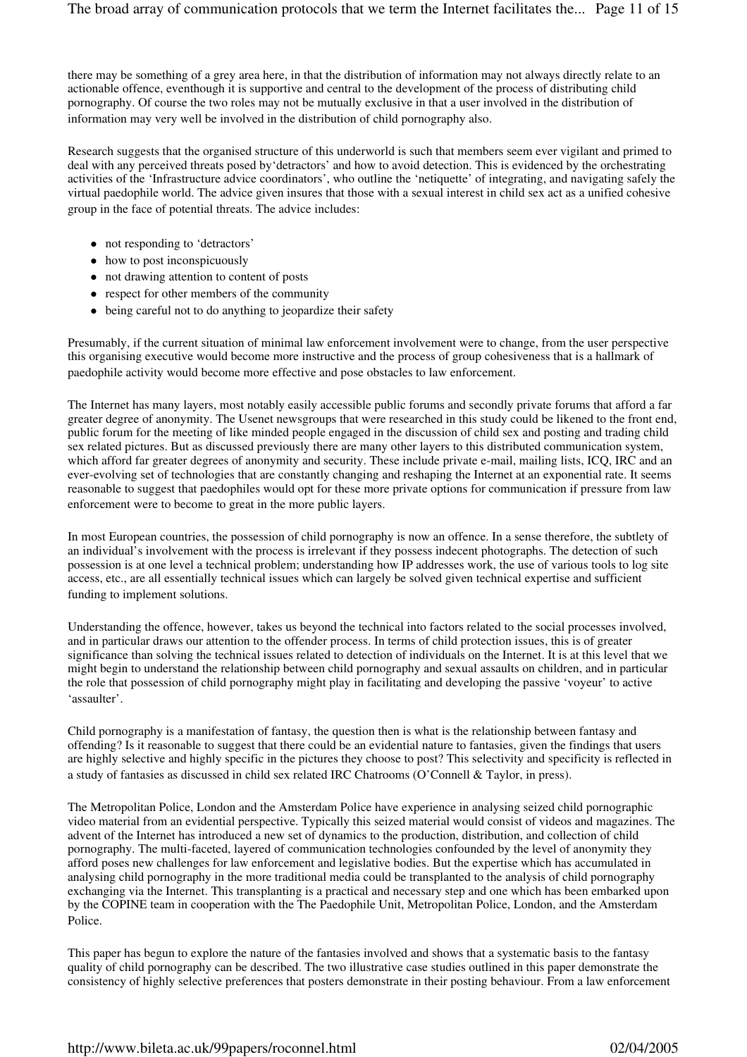there may be something of a grey area here, in that the distribution of information may not always directly relate to an actionable offence, eventhough it is supportive and central to the development of the process of distributing child pornography. Of course the two roles may not be mutually exclusive in that a user involved in the distribution of information may very well be involved in the distribution of child pornography also.

Research suggests that the organised structure of this underworld is such that members seem ever vigilant and primed to deal with any perceived threats posed by'detractors' and how to avoid detection. This is evidenced by the orchestrating activities of the 'Infrastructure advice coordinators', who outline the 'netiquette' of integrating, and navigating safely the virtual paedophile world. The advice given insures that those with a sexual interest in child sex act as a unified cohesive group in the face of potential threats. The advice includes:

- not responding to 'detractors'
- how to post inconspicuously
- not drawing attention to content of posts
- respect for other members of the community
- being careful not to do anything to jeopardize their safety

Presumably, if the current situation of minimal law enforcement involvement were to change, from the user perspective this organising executive would become more instructive and the process of group cohesiveness that is a hallmark of paedophile activity would become more effective and pose obstacles to law enforcement.

The Internet has many layers, most notably easily accessible public forums and secondly private forums that afford a far greater degree of anonymity. The Usenet newsgroups that were researched in this study could be likened to the front end, public forum for the meeting of like minded people engaged in the discussion of child sex and posting and trading child sex related pictures. But as discussed previously there are many other layers to this distributed communication system, which afford far greater degrees of anonymity and security. These include private e-mail, mailing lists, ICQ, IRC and an ever-evolving set of technologies that are constantly changing and reshaping the Internet at an exponential rate. It seems reasonable to suggest that paedophiles would opt for these more private options for communication if pressure from law enforcement were to become to great in the more public layers.

In most European countries, the possession of child pornography is now an offence. In a sense therefore, the subtlety of an individual's involvement with the process is irrelevant if they possess indecent photographs. The detection of such possession is at one level a technical problem; understanding how IP addresses work, the use of various tools to log site access, etc., are all essentially technical issues which can largely be solved given technical expertise and sufficient funding to implement solutions.

Understanding the offence, however, takes us beyond the technical into factors related to the social processes involved, and in particular draws our attention to the offender process. In terms of child protection issues, this is of greater significance than solving the technical issues related to detection of individuals on the Internet. It is at this level that we might begin to understand the relationship between child pornography and sexual assaults on children, and in particular the role that possession of child pornography might play in facilitating and developing the passive 'voyeur' to active 'assaulter'.

Child pornography is a manifestation of fantasy, the question then is what is the relationship between fantasy and offending? Is it reasonable to suggest that there could be an evidential nature to fantasies, given the findings that users are highly selective and highly specific in the pictures they choose to post? This selectivity and specificity is reflected in a study of fantasies as discussed in child sex related IRC Chatrooms (O'Connell & Taylor, in press).

The Metropolitan Police, London and the Amsterdam Police have experience in analysing seized child pornographic video material from an evidential perspective. Typically this seized material would consist of videos and magazines. The advent of the Internet has introduced a new set of dynamics to the production, distribution, and collection of child pornography. The multi-faceted, layered of communication technologies confounded by the level of anonymity they afford poses new challenges for law enforcement and legislative bodies. But the expertise which has accumulated in analysing child pornography in the more traditional media could be transplanted to the analysis of child pornography exchanging via the Internet. This transplanting is a practical and necessary step and one which has been embarked upon by the COPINE team in cooperation with the The Paedophile Unit, Metropolitan Police, London, and the Amsterdam Police.

This paper has begun to explore the nature of the fantasies involved and shows that a systematic basis to the fantasy quality of child pornography can be described. The two illustrative case studies outlined in this paper demonstrate the consistency of highly selective preferences that posters demonstrate in their posting behaviour. From a law enforcement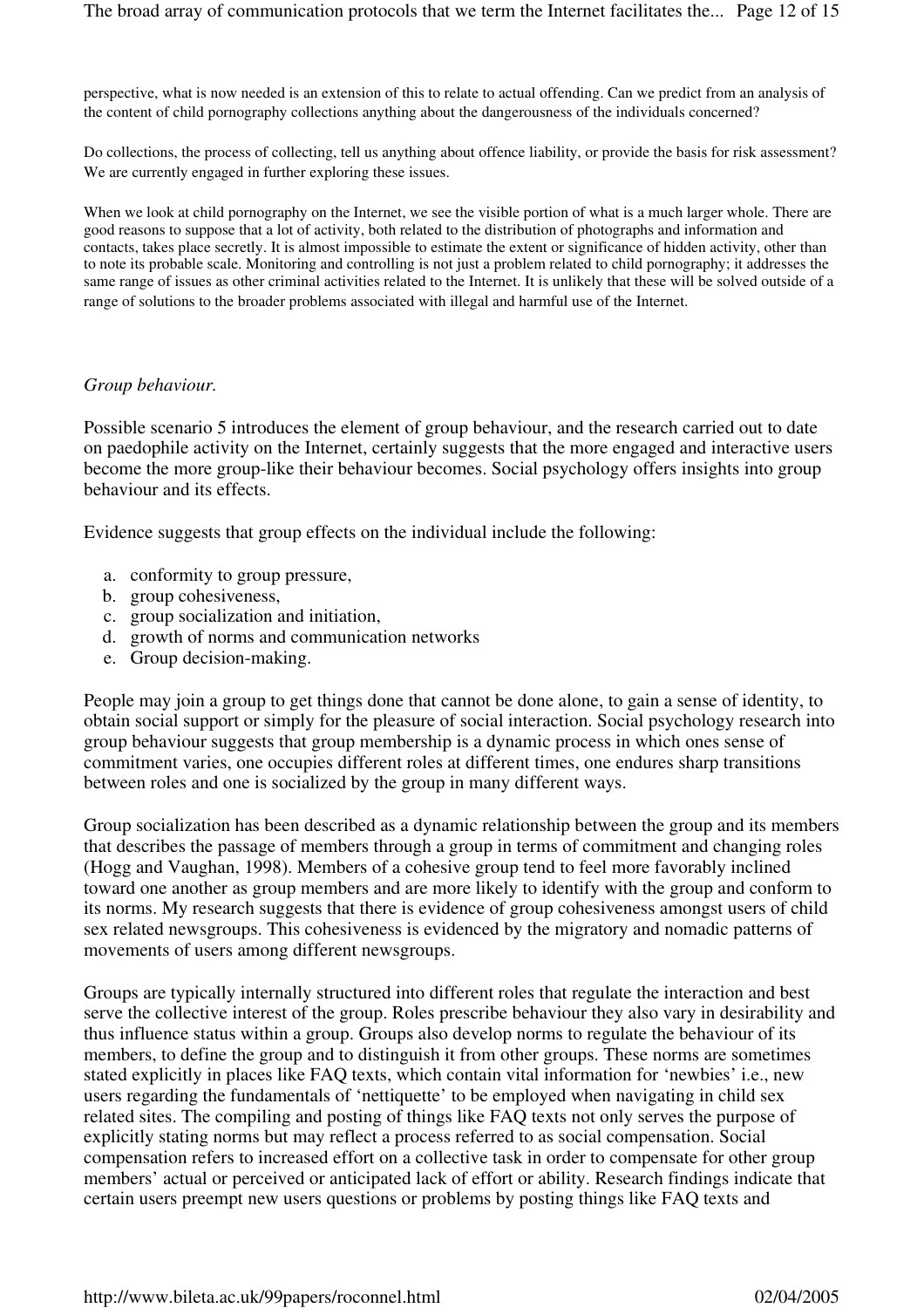perspective, what is now needed is an extension of this to relate to actual offending. Can we predict from an analysis of the content of child pornography collections anything about the dangerousness of the individuals concerned?

Do collections, the process of collecting, tell us anything about offence liability, or provide the basis for risk assessment? We are currently engaged in further exploring these issues.

When we look at child pornography on the Internet, we see the visible portion of what is a much larger whole. There are good reasons to suppose that a lot of activity, both related to the distribution of photographs and information and contacts, takes place secretly. It is almost impossible to estimate the extent or significance of hidden activity, other than to note its probable scale. Monitoring and controlling is not just a problem related to child pornography; it addresses the same range of issues as other criminal activities related to the Internet. It is unlikely that these will be solved outside of a range of solutions to the broader problems associated with illegal and harmful use of the Internet.

*Group behaviour.*

Possible scenario 5 introduces the element of group behaviour, and the research carried out to date on paedophile activity on the Internet, certainly suggests that the more engaged and interactive users become the more group-like their behaviour becomes. Social psychology offers insights into group behaviour and its effects.

Evidence suggests that group effects on the individual include the following:

a. conformity to group pressure,
b. group cohesiveness,
c. group socialization and initiation,
d. growth of norms and communication networks
e. Group decision-making.

People may join a group to get things done that cannot be done alone, to gain a sense of identity, to obtain social support or simply for the pleasure of social interaction. Social psychology research into group behaviour suggests that group membership is a dynamic process in which ones sense of commitment varies, one occupies different roles at different times, one endures sharp transitions between roles and one is socialized by the group in many different ways.

Group socialization has been described as a dynamic relationship between the group and its members that describes the passage of members through a group in terms of commitment and changing roles (Hogg and Vaughan, 1998). Members of a cohesive group tend to feel more favorably inclined toward one another as group members and are more likely to identify with the group and conform to its norms. My research suggests that there is evidence of group cohesiveness amongst users of child sex related newsgroups. This cohesiveness is evidenced by the migratory and nomadic patterns of movements of users among different newsgroups.

Groups are typically internally structured into different roles that regulate the interaction and best serve the collective interest of the group. Roles prescribe behaviour they also vary in desirability and thus influence status within a group. Groups also develop norms to regulate the behaviour of its members, to define the group and to distinguish it from other groups. These norms are sometimes stated explicitly in places like FAQ texts, which contain vital information for 'newbies' i.e., new users regarding the fundamentals of 'nettiquette' to be employed when navigating in child sex related sites. The compiling and posting of things like FAQ texts not only serves the purpose of explicitly stating norms but may reflect a process referred to as social compensation. Social compensation refers to increased effort on a collective task in order to compensate for other group members' actual or perceived or anticipated lack of effort or ability. Research findings indicate that certain users preempt new users questions or problems by posting things like FAQ texts and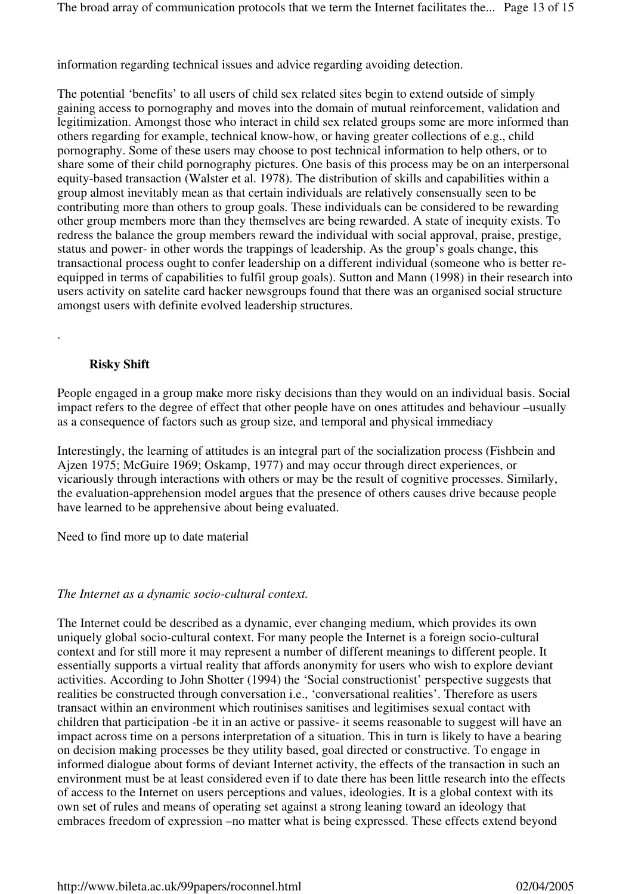information regarding technical issues and advice regarding avoiding detection.

The potential 'benefits' to all users of child sex related sites begin to extend outside of simply gaining access to pornography and moves into the domain of mutual reinforcement, validation and legitimization. Amongst those who interact in child sex related groups some are more informed than others regarding for example, technical know-how, or having greater collections of e.g., child pornography. Some of these users may choose to post technical information to help others, or to share some of their child pornography pictures. One basis of this process may be on an interpersonal equity-based transaction (Walster et al. 1978). The distribution of skills and capabilities within a group almost inevitably mean as that certain individuals are relatively consensually seen to be contributing more than others to group goals. These individuals can be considered to be rewarding other group members more than they themselves are being rewarded. A state of inequity exists. To redress the balance the group members reward the individual with social approval, praise, prestige, status and power- in other words the trappings of leadership. As the group's goals change, this transactional process ought to confer leadership on a different individual (someone who is better re-equipped in terms of capabilities to fulfil group goals). Sutton and Mann (1998) in their research into users activity on satelite card hacker newsgroups found that there was an organised social structure amongst users with definite evolved leadership structures.

.

**Risky Shift**

People engaged in a group make more risky decisions than they would on an individual basis. Social impact refers to the degree of effect that other people have on ones attitudes and behaviour –usually as a consequence of factors such as group size, and temporal and physical immediacy

Interestingly, the learning of attitudes is an integral part of the socialization process (Fishbein and Ajzen 1975; McGuire 1969; Oskamp, 1977) and may occur through direct experiences, or vicariously through interactions with others or may be the result of cognitive processes. Similarly, the evaluation-apprehension model argues that the presence of others causes drive because people have learned to be apprehensive about being evaluated.

Need to find more up to date material

*The Internet as a dynamic socio-cultural context.*

The Internet could be described as a dynamic, ever changing medium, which provides its own uniquely global socio-cultural context. For many people the Internet is a foreign socio-cultural context and for still more it may represent a number of different meanings to different people. It essentially supports a virtual reality that affords anonymity for users who wish to explore deviant activities. According to John Shotter (1994) the 'Social constructionist' perspective suggests that realities be constructed through conversation i.e., 'conversational realities'. Therefore as users transact within an environment which routinises sanitises and legitimises sexual contact with children that participation -be it in an active or passive- it seems reasonable to suggest will have an impact across time on a persons interpretation of a situation. This in turn is likely to have a bearing on decision making processes be they utility based, goal directed or constructive. To engage in informed dialogue about forms of deviant Internet activity, the effects of the transaction in such an environment must be at least considered even if to date there has been little research into the effects of access to the Internet on users perceptions and values, ideologies. It is a global context with its own set of rules and means of operating set against a strong leaning toward an ideology that embraces freedom of expression –no matter what is being expressed. These effects extend beyond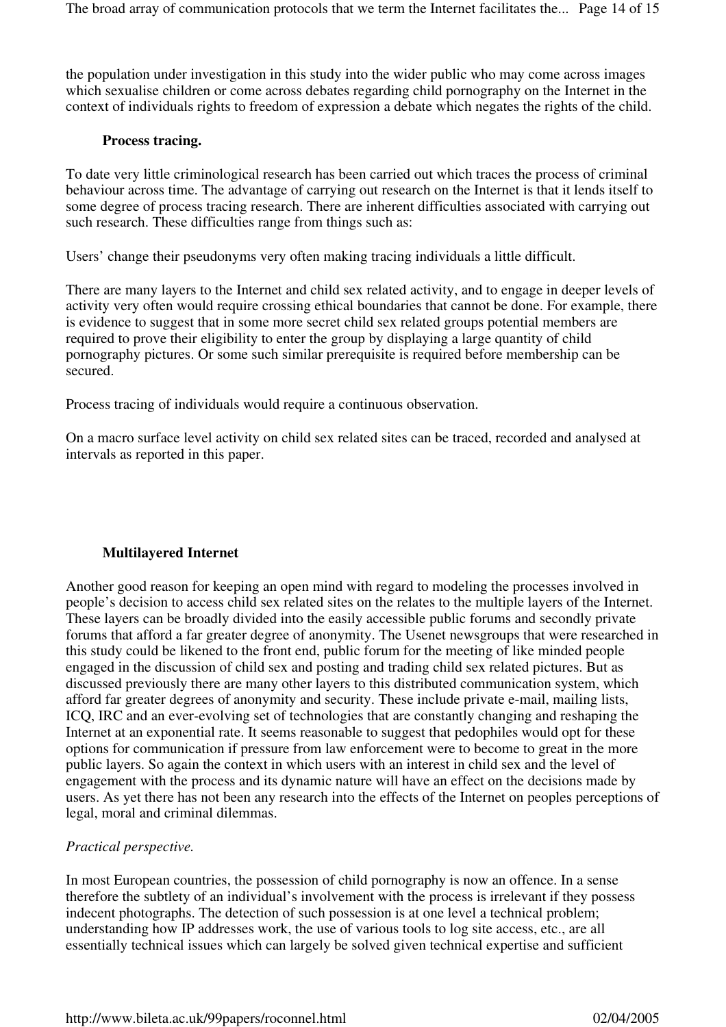the population under investigation in this study into the wider public who may come across images which sexualise children or come across debates regarding child pornography on the Internet in the context of individuals rights to freedom of expression a debate which negates the rights of the child.

**Process tracing.**

To date very little criminological research has been carried out which traces the process of criminal behaviour across time. The advantage of carrying out research on the Internet is that it lends itself to some degree of process tracing research. There are inherent difficulties associated with carrying out such research. These difficulties range from things such as:

Users' change their pseudonyms very often making tracing individuals a little difficult.

There are many layers to the Internet and child sex related activity, and to engage in deeper levels of activity very often would require crossing ethical boundaries that cannot be done. For example, there is evidence to suggest that in some more secret child sex related groups potential members are required to prove their eligibility to enter the group by displaying a large quantity of child pornography pictures. Or some such similar prerequisite is required before membership can be secured.

Process tracing of individuals would require a continuous observation.

On a macro surface level activity on child sex related sites can be traced, recorded and analysed at intervals as reported in this paper.

**Multilayered Internet**

Another good reason for keeping an open mind with regard to modeling the processes involved in people's decision to access child sex related sites on the relates to the multiple layers of the Internet. These layers can be broadly divided into the easily accessible public forums and secondly private forums that afford a far greater degree of anonymity. The Usenet newsgroups that were researched in this study could be likened to the front end, public forum for the meeting of like minded people engaged in the discussion of child sex and posting and trading child sex related pictures. But as discussed previously there are many other layers to this distributed communication system, which afford far greater degrees of anonymity and security. These include private e-mail, mailing lists, ICQ, IRC and an ever-evolving set of technologies that are constantly changing and reshaping the Internet at an exponential rate. It seems reasonable to suggest that pedophiles would opt for these options for communication if pressure from law enforcement were to become to great in the more public layers. So again the context in which users with an interest in child sex and the level of engagement with the process and its dynamic nature will have an effect on the decisions made by users. As yet there has not been any research into the effects of the Internet on peoples perceptions of legal, moral and criminal dilemmas.

*Practical perspective.*

In most European countries, the possession of child pornography is now an offence. In a sense therefore the subtlety of an individual's involvement with the process is irrelevant if they possess indecent photographs. The detection of such possession is at one level a technical problem; understanding how IP addresses work, the use of various tools to log site access, etc., are all essentially technical issues which can largely be solved given technical expertise and sufficient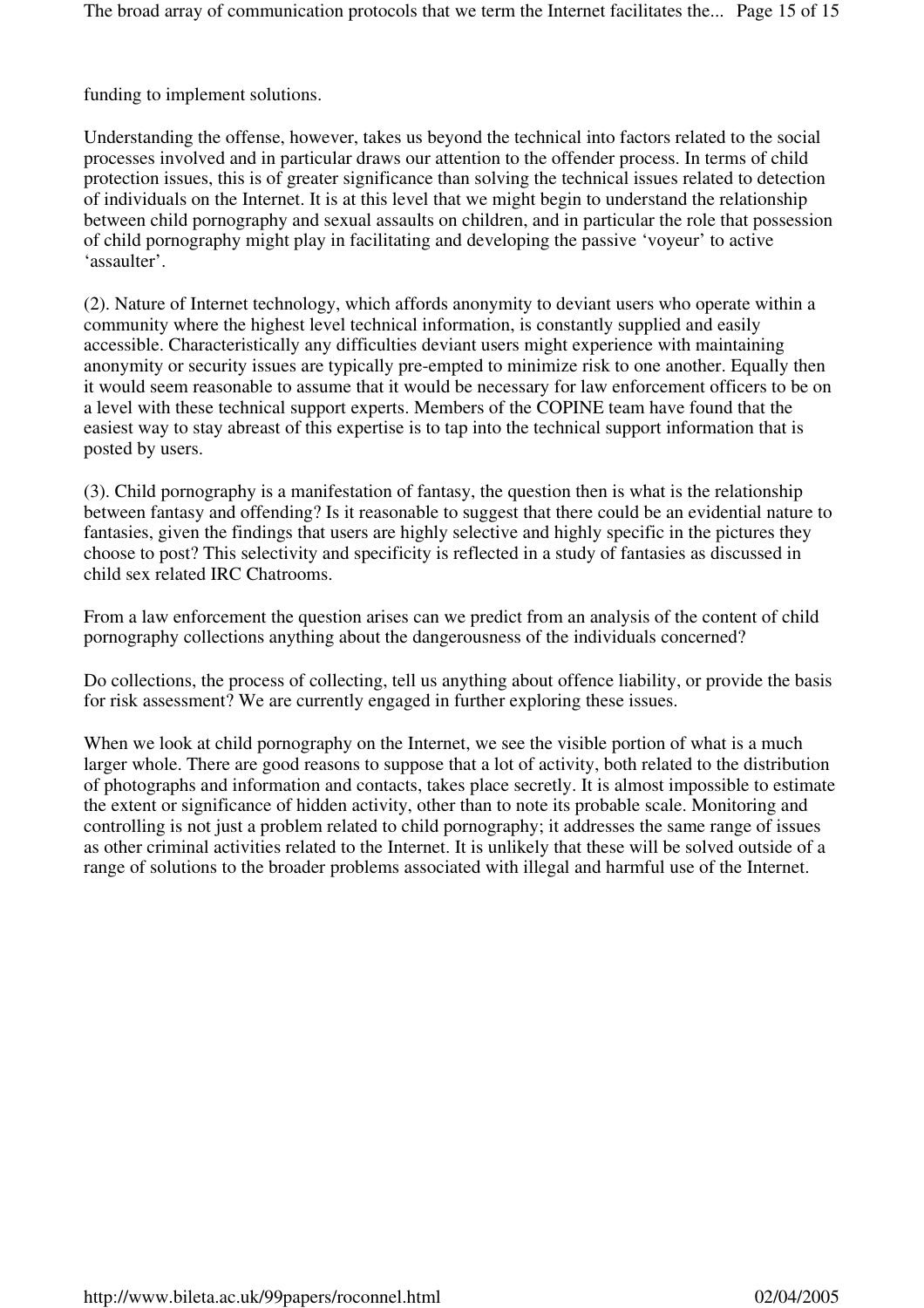funding to implement solutions.

Understanding the offense, however, takes us beyond the technical into factors related to the social processes involved and in particular draws our attention to the offender process. In terms of child protection issues, this is of greater significance than solving the technical issues related to detection of individuals on the Internet. It is at this level that we might begin to understand the relationship between child pornography and sexual assaults on children, and in particular the role that possession of child pornography might play in facilitating and developing the passive 'voyeur' to active 'assaulter'.

(2). Nature of Internet technology, which affords anonymity to deviant users who operate within a community where the highest level technical information, is constantly supplied and easily accessible. Characteristically any difficulties deviant users might experience with maintaining anonymity or security issues are typically pre-empted to minimize risk to one another. Equally then it would seem reasonable to assume that it would be necessary for law enforcement officers to be on a level with these technical support experts. Members of the COPINE team have found that the easiest way to stay abreast of this expertise is to tap into the technical support information that is posted by users.

(3). Child pornography is a manifestation of fantasy, the question then is what is the relationship between fantasy and offending? Is it reasonable to suggest that there could be an evidential nature to fantasies, given the findings that users are highly selective and highly specific in the pictures they choose to post? This selectivity and specificity is reflected in a study of fantasies as discussed in child sex related IRC Chatrooms.

From a law enforcement the question arises can we predict from an analysis of the content of child pornography collections anything about the dangerousness of the individuals concerned?

Do collections, the process of collecting, tell us anything about offence liability, or provide the basis for risk assessment? We are currently engaged in further exploring these issues.

When we look at child pornography on the Internet, we see the visible portion of what is a much larger whole. There are good reasons to suppose that a lot of activity, both related to the distribution of photographs and information and contacts, takes place secretly. It is almost impossible to estimate the extent or significance of hidden activity, other than to note its probable scale. Monitoring and controlling is not just a problem related to child pornography; it addresses the same range of issues as other criminal activities related to the Internet. It is unlikely that these will be solved outside of a range of solutions to the broader problems associated with illegal and harmful use of the Internet.